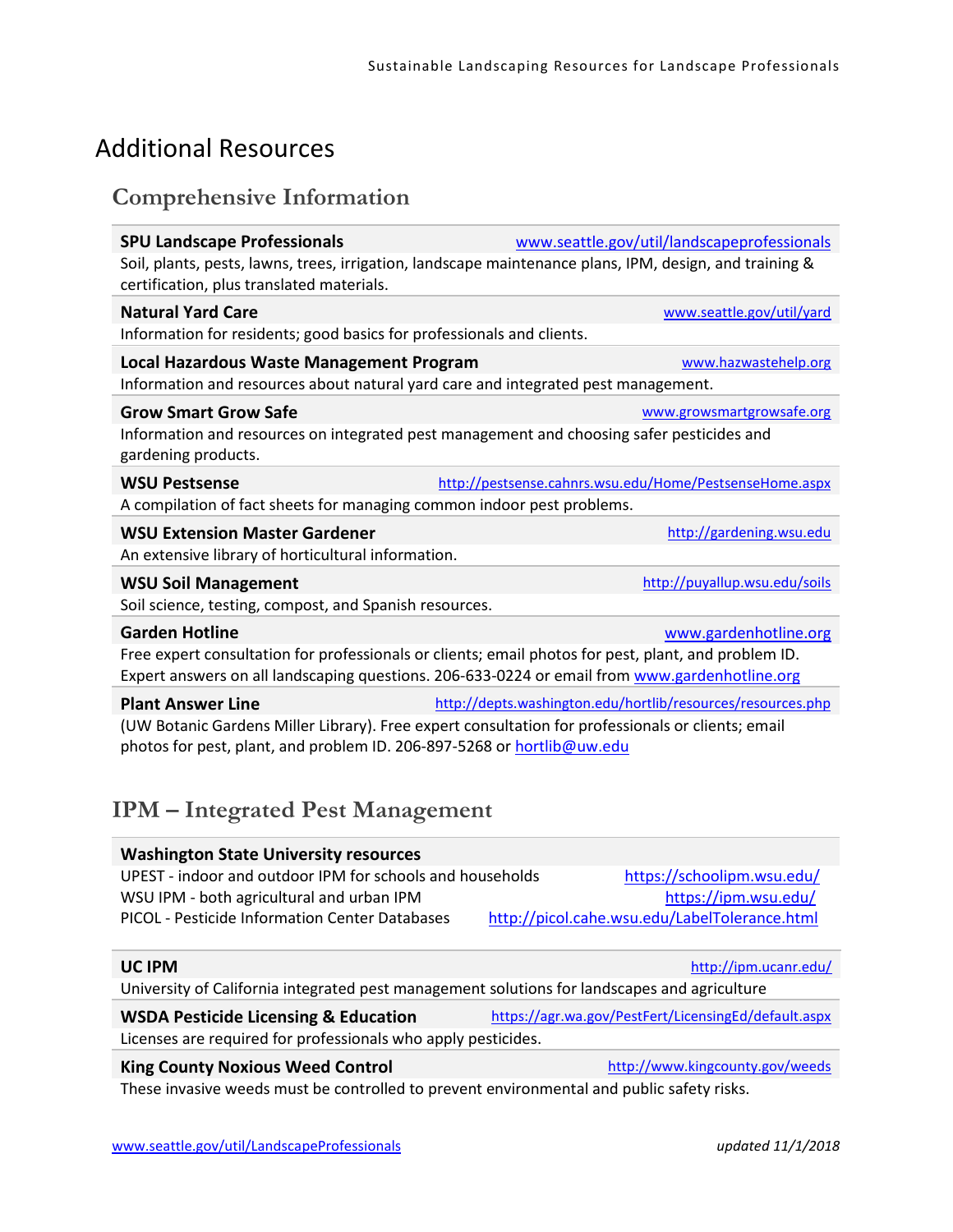# Additional Resources

## Comprehensive Information

**SPU Landscape Professionals** www.seattle.gov/util/landscapeprofessionals
Soil, plants, pests, lawns, trees, irrigation, landscape maintenance plans, IPM, design, and training & certification, plus translated materials.

**Natural Yard Care** www.seattle.gov/util/yard
Information for residents; good basics for professionals and clients.

**Local Hazardous Waste Management Program** www.hazwastehelp.org
Information and resources about natural yard care and integrated pest management.

**Grow Smart Grow Safe** www.growsmartgrowsafe.org
Information and resources on integrated pest management and choosing safer pesticides and gardening products.

**WSU Pestsense** http://pestsense.cahnrs.wsu.edu/Home/PestsenseHome.aspx
A compilation of fact sheets for managing common indoor pest problems.

**WSU Extension Master Gardener** http://gardening.wsu.edu
An extensive library of horticultural information.

**WSU Soil Management** http://puyallup.wsu.edu/soils
Soil science, testing, compost, and Spanish resources.

**Garden Hotline** www.gardenhotline.org
Free expert consultation for professionals or clients; email photos for pest, plant, and problem ID. Expert answers on all landscaping questions. 206-633-0224 or email from www.gardenhotline.org

**Plant Answer Line** http://depts.washington.edu/hortlib/resources/resources.php
(UW Botanic Gardens Miller Library). Free expert consultation for professionals or clients; email photos for pest, plant, and problem ID. 206-897-5268 or hortlib@uw.edu

## IPM – Integrated Pest Management

**Washington State University resources**
- UPEST - indoor and outdoor IPM for schools and households https://schoolipm.wsu.edu/
- WSU IPM - both agricultural and urban IPM https://ipm.wsu.edu/
- PICOL - Pesticide Information Center Databases http://picol.cahe.wsu.edu/LabelTolerance.html

**UC IPM** http://ipm.ucanr.edu/
University of California integrated pest management solutions for landscapes and agriculture

**WSDA Pesticide Licensing & Education** https://agr.wa.gov/PestFert/LicensingEd/default.aspx
Licenses are required for professionals who apply pesticides.

**King County Noxious Weed Control** http://www.kingcounty.gov/weeds
These invasive weeds must be controlled to prevent environmental and public safety risks.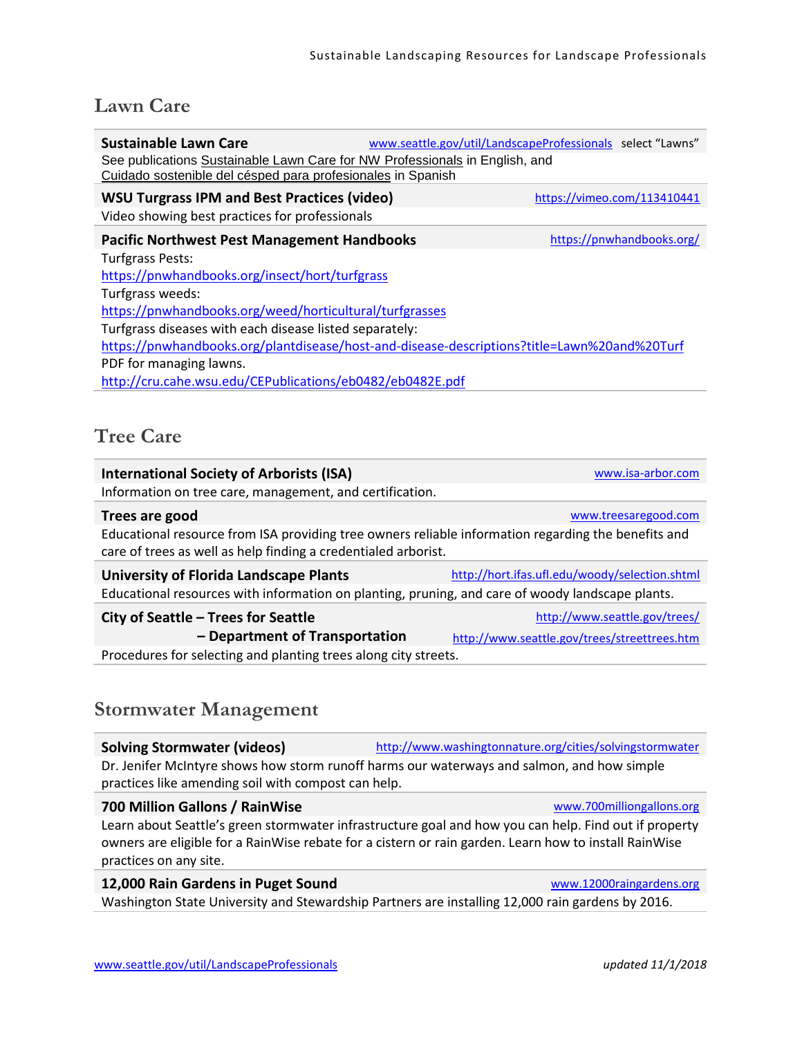## Lawn Care

**Sustainable Lawn Care** — www.seattle.gov/util/LandscapeProfessionals select "Lawns"

See publications Sustainable Lawn Care for NW Professionals in English, and Cuidado sostenible del césped para profesionales in Spanish

**WSU Turgrass IPM and Best Practices (video)** — https://vimeo.com/113410441

Video showing best practices for professionals

**Pacific Northwest Pest Management Handbooks** — https://pnwhandbooks.org/

Turfgrass Pests:
https://pnwhandbooks.org/insect/hort/turfgrass

Turfgrass weeds:
https://pnwhandbooks.org/weed/horticultural/turfgrasses

Turfgrass diseases with each disease listed separately:
https://pnwhandbooks.org/plantdisease/host-and-disease-descriptions?title=Lawn%20and%20Turf

PDF for managing lawns.
http://cru.cahe.wsu.edu/CEPublications/eb0482/eb0482E.pdf

## Tree Care

**International Society of Arborists (ISA)** — www.isa-arbor.com

Information on tree care, management, and certification.

**Trees are good** — www.treesaregood.com

Educational resource from ISA providing tree owners reliable information regarding the benefits and care of trees as well as help finding a credentialed arborist.

**University of Florida Landscape Plants** — http://hort.ifas.ufl.edu/woody/selection.shtml

Educational resources with information on planting, pruning, and care of woody landscape plants.

**City of Seattle – Trees for Seattle** — http://www.seattle.gov/trees/

**– Department of Transportation** — http://www.seattle.gov/trees/streettrees.htm

Procedures for selecting and planting trees along city streets.

## Stormwater Management

**Solving Stormwater (videos)** — http://www.washingtonnature.org/cities/solvingstormwater

Dr. Jenifer McIntyre shows how storm runoff harms our waterways and salmon, and how simple practices like amending soil with compost can help.

**700 Million Gallons / RainWise** — www.700milliongallons.org

Learn about Seattle's green stormwater infrastructure goal and how you can help. Find out if property owners are eligible for a RainWise rebate for a cistern or rain garden. Learn how to install RainWise practices on any site.

**12,000 Rain Gardens in Puget Sound** — www.12000raingardens.org

Washington State University and Stewardship Partners are installing 12,000 rain gardens by 2016.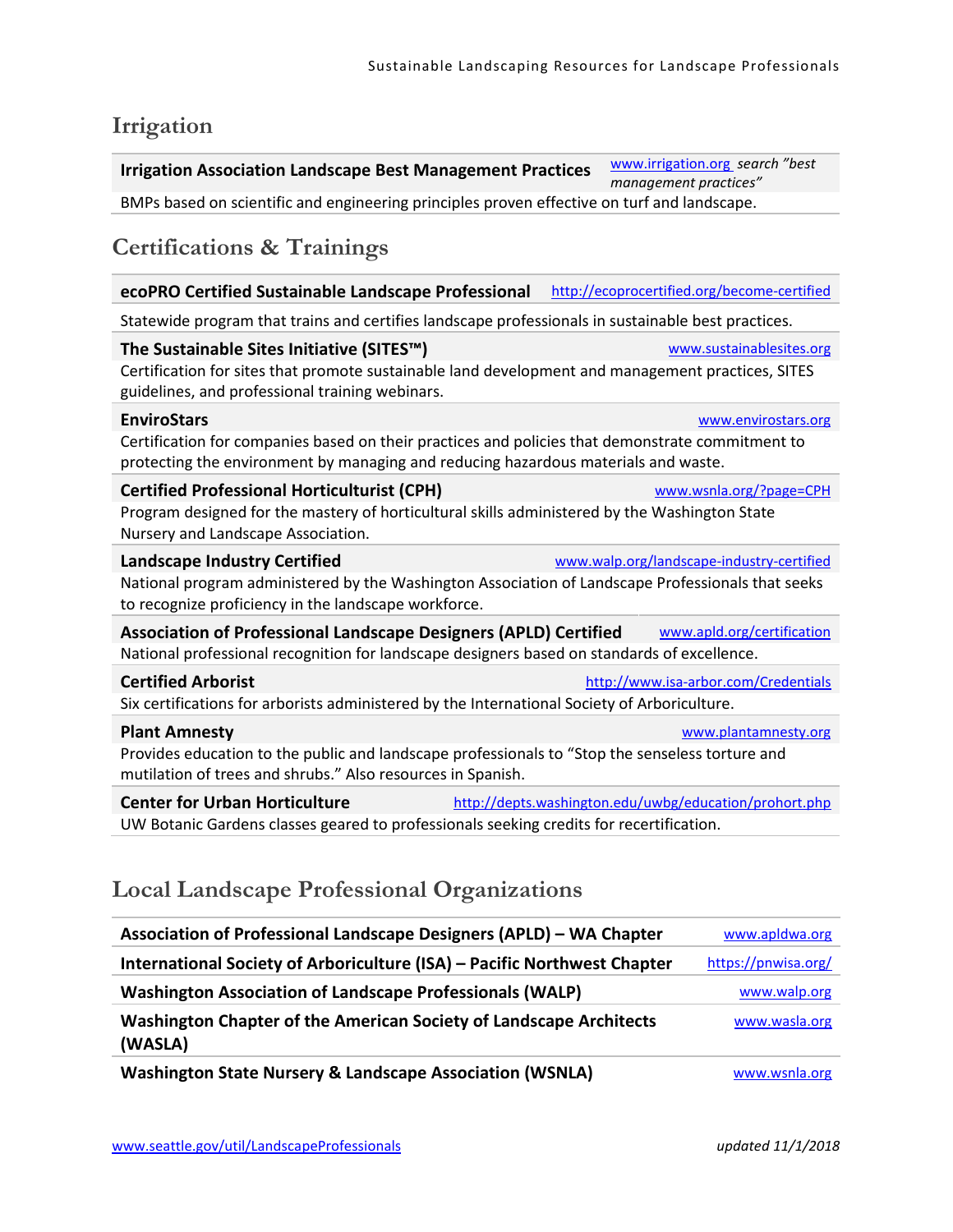## Irrigation

**Irrigation Association Landscape Best Management Practices** — www.irrigation.org *search "best management practices"*

BMPs based on scientific and engineering principles proven effective on turf and landscape.

## Certifications & Trainings

**ecoPRO Certified Sustainable Landscape Professional** — http://ecoprocertified.org/become-certified

Statewide program that trains and certifies landscape professionals in sustainable best practices.

**The Sustainable Sites Initiative (SITES™)** — www.sustainablesites.org

Certification for sites that promote sustainable land development and management practices, SITES guidelines, and professional training webinars.

**EnviroStars** — www.envirostars.org

Certification for companies based on their practices and policies that demonstrate commitment to protecting the environment by managing and reducing hazardous materials and waste.

**Certified Professional Horticulturist (CPH)** — www.wsnla.org/?page=CPH

Program designed for the mastery of horticultural skills administered by the Washington State Nursery and Landscape Association.

**Landscape Industry Certified** — www.walp.org/landscape-industry-certified

National program administered by the Washington Association of Landscape Professionals that seeks to recognize proficiency in the landscape workforce.

**Association of Professional Landscape Designers (APLD) Certified** — www.apld.org/certification

National professional recognition for landscape designers based on standards of excellence.

**Certified Arborist** — http://www.isa-arbor.com/Credentials

Six certifications for arborists administered by the International Society of Arboriculture.

**Plant Amnesty** — www.plantamnesty.org

Provides education to the public and landscape professionals to "Stop the senseless torture and mutilation of trees and shrubs." Also resources in Spanish.

**Center for Urban Horticulture** — http://depts.washington.edu/uwbg/education/prohort.php

UW Botanic Gardens classes geared to professionals seeking credits for recertification.

## Local Landscape Professional Organizations

| | |
|---|---|
| **Association of Professional Landscape Designers (APLD) – WA Chapter** | www.apldwa.org |
| **International Society of Arboriculture (ISA) – Pacific Northwest Chapter** | https://pnwisa.org/ |
| **Washington Association of Landscape Professionals (WALP)** | www.walp.org |
| **Washington Chapter of the American Society of Landscape Architects (WASLA)** | www.wasla.org |
| **Washington State Nursery & Landscape Association (WSNLA)** | www.wsnla.org |

www.seattle.gov/util/LandscapeProfessionals

*updated 11/1/2018*